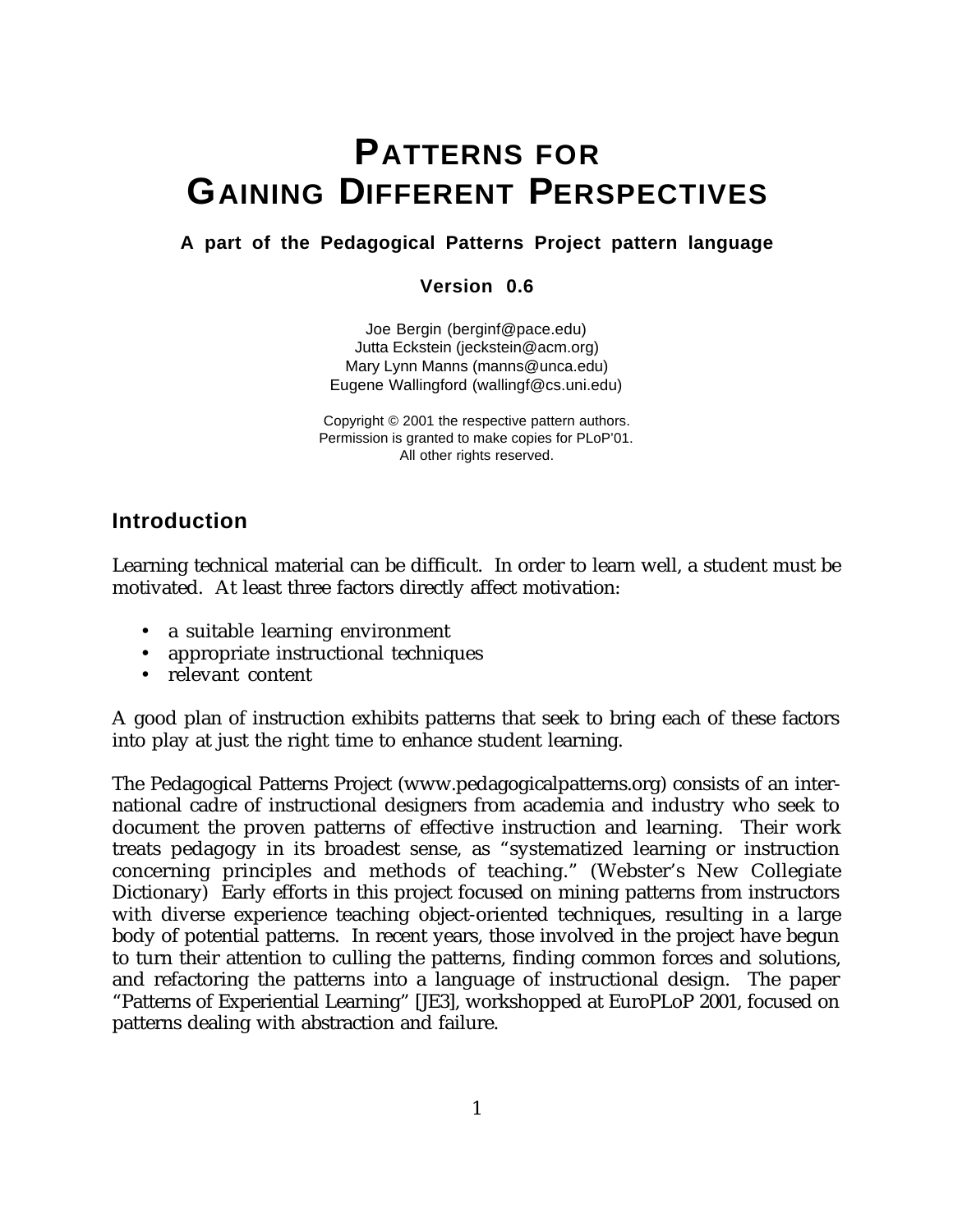# PATTERNS FOR GAINING DIFFERENT PERSPECTIVES

**A part of the Pedagogical Patterns Project pattern language**

**Version 0.6**

Joe Bergin (berginf@pace.edu)
Jutta Eckstein (jeckstein@acm.org)
Mary Lynn Manns (manns@unca.edu)
Eugene Wallingford (wallingf@cs.uni.edu)

Copyright © 2001 the respective pattern authors.
Permission is granted to make copies for PLoP'01.
All other rights reserved.

## Introduction

Learning technical material can be difficult. In order to learn well, a student must be motivated. At least three factors directly affect motivation:

- a suitable learning environment
- appropriate instructional techniques
- relevant content

A good plan of instruction exhibits patterns that seek to bring each of these factors into play at just the right time to enhance student learning.

The Pedagogical Patterns Project (www.pedagogicalpatterns.org) consists of an international cadre of instructional designers from academia and industry who seek to document the proven patterns of effective instruction and learning. Their work treats pedagogy in its broadest sense, as "systematized learning or instruction concerning principles and methods of teaching." (Webster's New Collegiate Dictionary) Early efforts in this project focused on mining patterns from instructors with diverse experience teaching object-oriented techniques, resulting in a large body of potential patterns. In recent years, those involved in the project have begun to turn their attention to culling the patterns, finding common forces and solutions, and refactoring the patterns into a language of instructional design. The paper "Patterns of Experiential Learning" [JE3], workshopped at EuroPLoP 2001, focused on patterns dealing with abstraction and failure.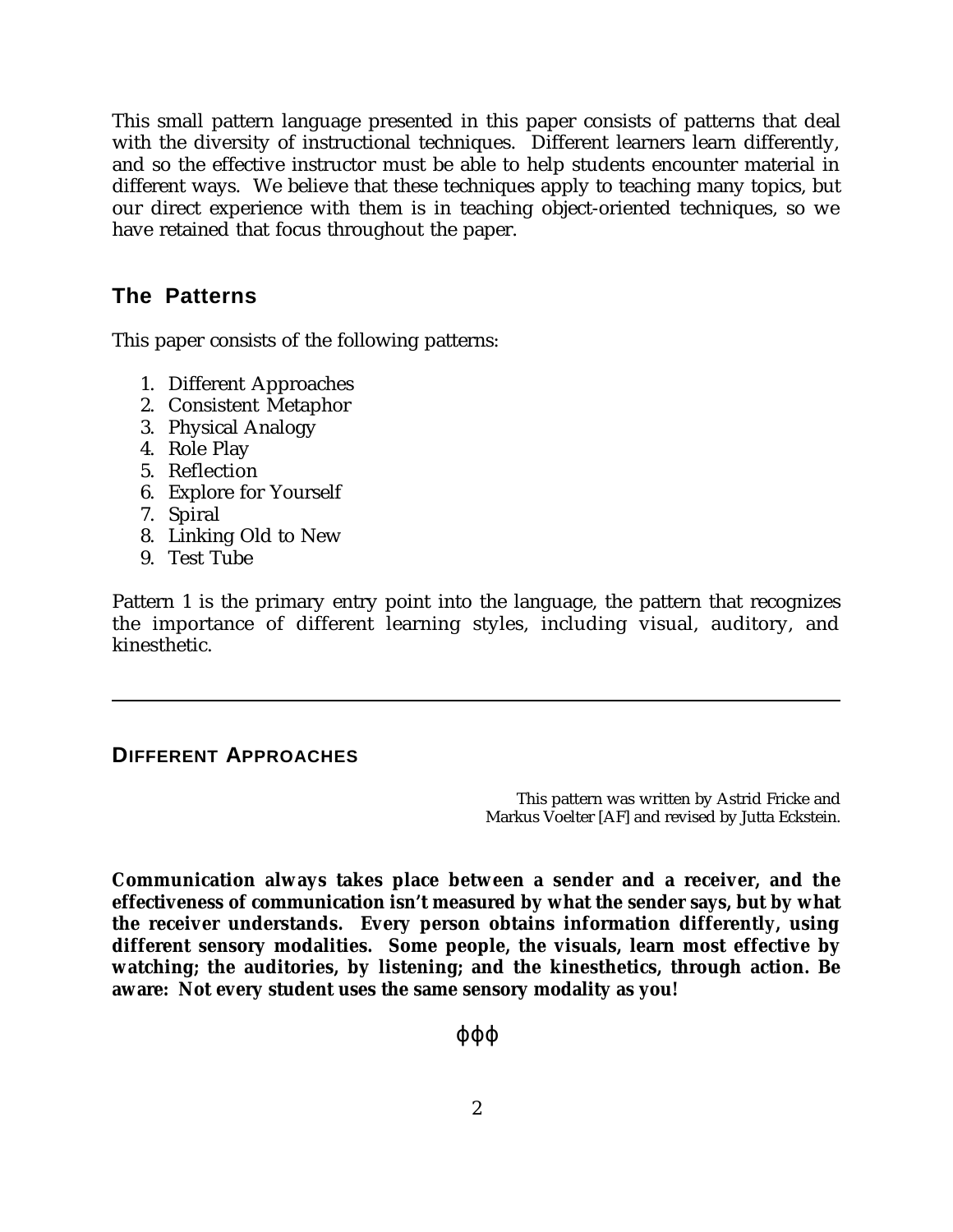This small pattern language presented in this paper consists of patterns that deal with the diversity of instructional techniques. Different learners learn differently, and so the effective instructor must be able to help students encounter material in different ways. We believe that these techniques apply to teaching many topics, but our direct experience with them is in teaching object-oriented techniques, so we have retained that focus throughout the paper.

## The Patterns

This paper consists of the following patterns:

1. Different Approaches
2. Consistent Metaphor
3. Physical Analogy
4. Role Play
5. Reflection
6. Explore for Yourself
7. Spiral
8. Linking Old to New
9. Test Tube

Pattern 1 is the primary entry point into the language, the pattern that recognizes the importance of different learning styles, including visual, auditory, and kinesthetic.

---

### DIFFERENT APPROACHES

This pattern was written by Astrid Fricke and Markus Voelter [AF] and revised by Jutta Eckstein.

**Communication always takes place between a sender and a receiver, and the effectiveness of communication isn't measured by what the sender says, but by what the receiver understands. Every person obtains information differently, using different sensory modalities. Some people, the visuals, learn most effective by watching; the auditories, by listening; and the kinesthetics, through action. Be aware: Not every student uses the same sensory modality as you!**

ϕϕϕ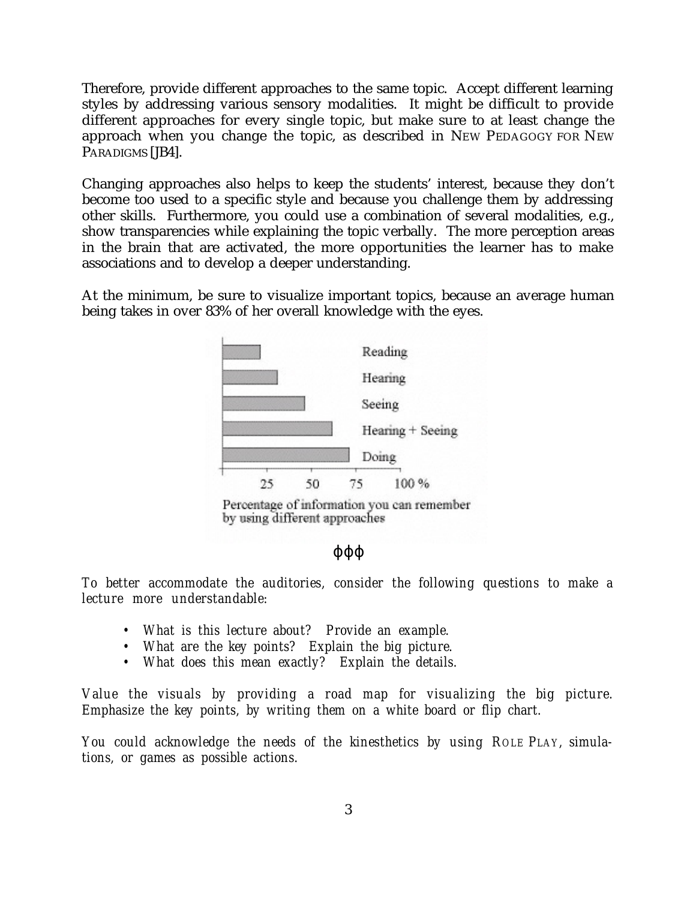Therefore, provide different approaches to the same topic. Accept different learning styles by addressing various sensory modalities. It might be difficult to provide different approaches for every single topic, but make sure to at least change the approach when you change the topic, as described in NEW PEDAGOGY FOR NEW PARADIGMS [JB4].

Changing approaches also helps to keep the students' interest, because they don't become too used to a specific style and because you challenge them by addressing other skills. Furthermore, you could use a combination of several modalities, e.g., show transparencies while explaining the topic verbally. The more perception areas in the brain that are activated, the more opportunities the learner has to make associations and to develop a deeper understanding.

At the minimum, be sure to visualize important topics, because an average human being takes in over 83% of her overall knowledge with the eyes.

Reading

Hearing

Seeing

Hearing + Seeing

Doing

25 50 75 100 %

Percentage of information you can remember by using different approaches

ϕϕϕ

*To better accommodate the auditories, consider the following questions to make a lecture more understandable:*

- *What is this lecture about? Provide an example.*
- *What are the key points? Explain the big picture.*
- *What does this mean exactly? Explain the details.*

*Value the visuals by providing a road map for visualizing the big picture. Emphasize the key points, by writing them on a white board or flip chart.*

*You could acknowledge the needs of the kinesthetics by using ROLE PLAY, simulations, or games as possible actions.*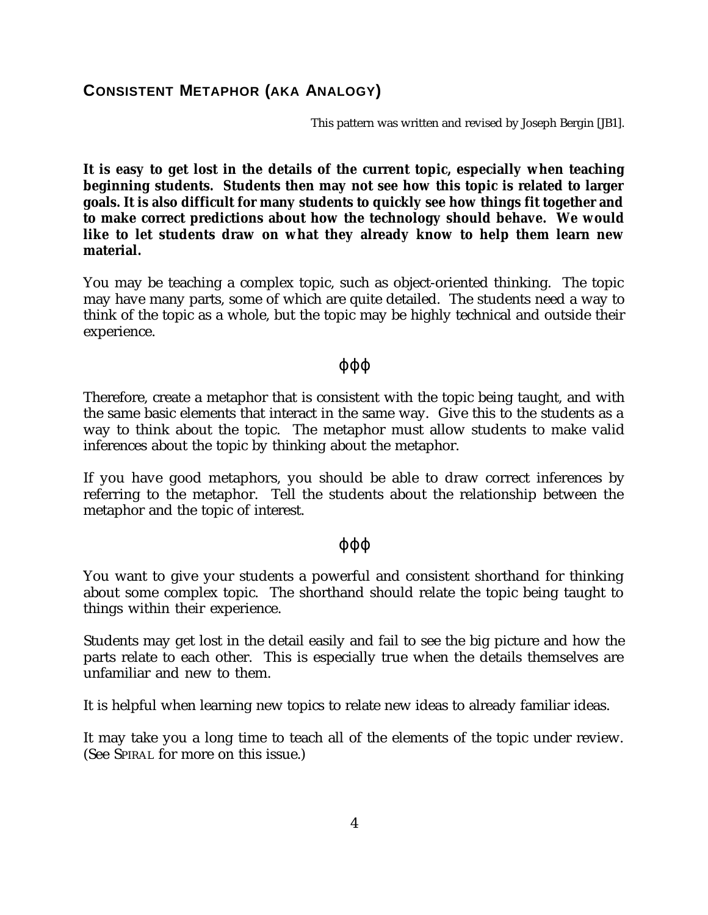## CONSISTENT METAPHOR (AKA ANALOGY)

This pattern was written and revised by Joseph Bergin [JB1].

**It is easy to get lost in the details of the current topic, especially when teaching beginning students. Students then may not see how this topic is related to larger goals. It is also difficult for many students to quickly see how things fit together and to make correct predictions about how the technology should behave. We would like to let students draw on what they already know to help them learn new material.**

You may be teaching a complex topic, such as object-oriented thinking. The topic may have many parts, some of which are quite detailed. The students need a way to think of the topic as a whole, but the topic may be highly technical and outside their experience.

ϕϕϕ

Therefore, create a metaphor that is consistent with the topic being taught, and with the same basic elements that interact in the same way. Give this to the students as a way to think about the topic. The metaphor must allow students to make valid inferences about the topic by thinking about the metaphor.

If you have good metaphors, you should be able to draw correct inferences by referring to the metaphor. Tell the students about the relationship between the metaphor and the topic of interest.

ϕϕϕ

You want to give your students a powerful and consistent shorthand for thinking about some complex topic. The shorthand should relate the topic being taught to things within their experience.

Students may get lost in the detail easily and fail to see the big picture and how the parts relate to each other. This is especially true when the details themselves are unfamiliar and new to them.

It is helpful when learning new topics to relate new ideas to already familiar ideas.

It may take you a long time to teach all of the elements of the topic under review. (See SPIRAL for more on this issue.)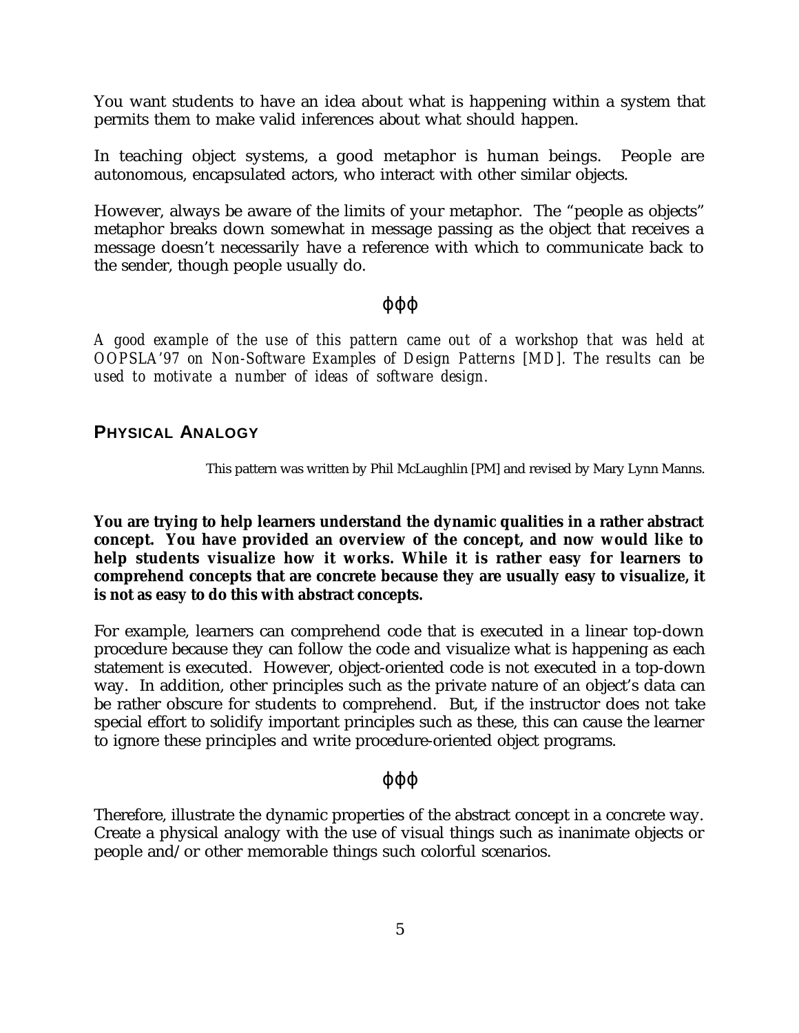You want students to have an idea about what is happening within a system that permits them to make valid inferences about what should happen.

In teaching object systems, a good metaphor is human beings. People are autonomous, encapsulated actors, who interact with other similar objects.

However, always be aware of the limits of your metaphor. The "people as objects" metaphor breaks down somewhat in message passing as the object that receives a message doesn't necessarily have a reference with which to communicate back to the sender, though people usually do.

ϕϕϕ

*A good example of the use of this pattern came out of a workshop that was held at OOPSLA'97 on Non-Software Examples of Design Patterns [MD]. The results can be used to motivate a number of ideas of software design.*

## PHYSICAL ANALOGY

This pattern was written by Phil McLaughlin [PM] and revised by Mary Lynn Manns.

**You are trying to help learners understand the dynamic qualities in a rather abstract concept. You have provided an overview of the concept, and now would like to help students visualize how it works. While it is rather easy for learners to comprehend concepts that are concrete because they are usually easy to visualize, it is not as easy to do this with abstract concepts.**

For example, learners can comprehend code that is executed in a linear top-down procedure because they can follow the code and visualize what is happening as each statement is executed. However, object-oriented code is not executed in a top-down way. In addition, other principles such as the private nature of an object's data can be rather obscure for students to comprehend. But, if the instructor does not take special effort to solidify important principles such as these, this can cause the learner to ignore these principles and write procedure-oriented object programs.

ϕϕϕ

Therefore, illustrate the dynamic properties of the abstract concept in a concrete way. Create a physical analogy with the use of visual things such as inanimate objects or people and/or other memorable things such colorful scenarios.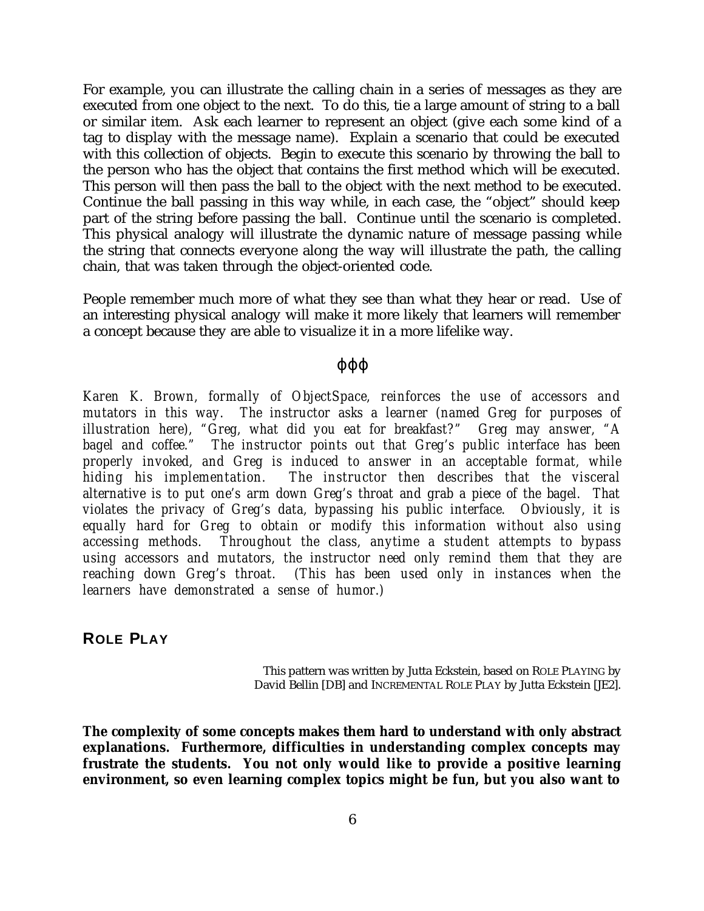For example, you can illustrate the calling chain in a series of messages as they are executed from one object to the next. To do this, tie a large amount of string to a ball or similar item. Ask each learner to represent an object (give each some kind of a tag to display with the message name). Explain a scenario that could be executed with this collection of objects. Begin to execute this scenario by throwing the ball to the person who has the object that contains the first method which will be executed. This person will then pass the ball to the object with the next method to be executed. Continue the ball passing in this way while, in each case, the "object" should keep part of the string before passing the ball. Continue until the scenario is completed. This physical analogy will illustrate the dynamic nature of message passing while the string that connects everyone along the way will illustrate the path, the calling chain, that was taken through the object-oriented code.

People remember much more of what they see than what they hear or read. Use of an interesting physical analogy will make it more likely that learners will remember a concept because they are able to visualize it in a more lifelike way.

ϕϕϕ

*Karen K. Brown, formally of ObjectSpace, reinforces the use of accessors and mutators in this way. The instructor asks a learner (named Greg for purposes of illustration here), "Greg, what did you eat for breakfast?" Greg may answer, "A bagel and coffee." The instructor points out that Greg's public interface has been properly invoked, and Greg is induced to answer in an acceptable format, while hiding his implementation. The instructor then describes that the visceral alternative is to put one's arm down Greg's throat and grab a piece of the bagel. That violates the privacy of Greg's data, bypassing his public interface. Obviously, it is equally hard for Greg to obtain or modify this information without also using accessing methods. Throughout the class, anytime a student attempts to bypass using accessors and mutators, the instructor need only remind them that they are reaching down Greg's throat. (This has been used only in instances when the learners have demonstrated a sense of humor.)*

## ROLE PLAY

This pattern was written by Jutta Eckstein, based on ROLE PLAYING by David Bellin [DB] and INCREMENTAL ROLE PLAY by Jutta Eckstein [JE2].

**The complexity of some concepts makes them hard to understand with only abstract explanations. Furthermore, difficulties in understanding complex concepts may frustrate the students. You not only would like to provide a positive learning environment, so even learning complex topics might be fun, but you also want to**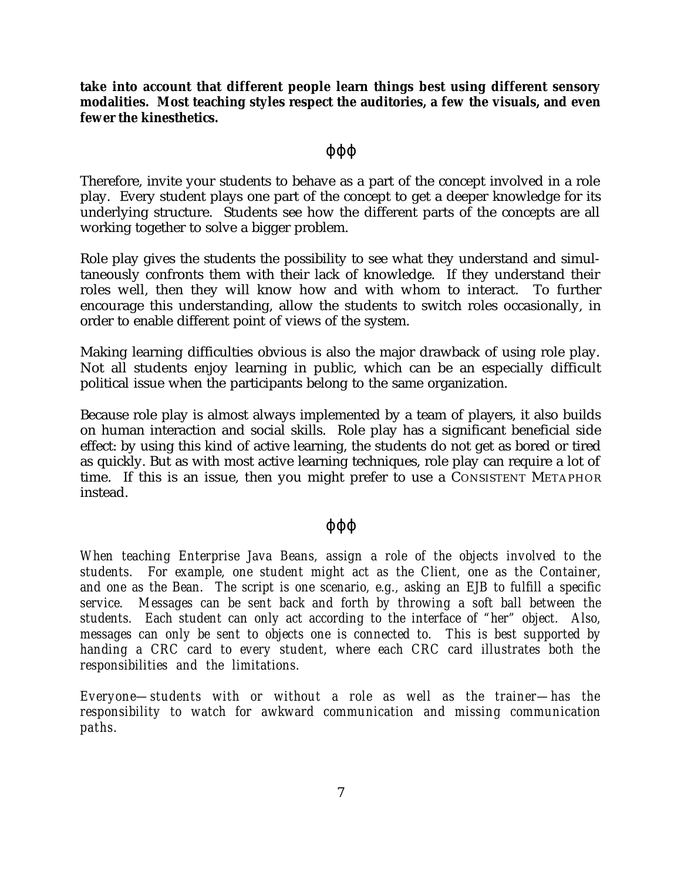**take into account that different people learn things best using different sensory modalities. Most teaching styles respect the auditories, a few the visuals, and even fewer the kinesthetics.**

φφφ

Therefore, invite your students to behave as a part of the concept involved in a role play. Every student plays one part of the concept to get a deeper knowledge for its underlying structure. Students see how the different parts of the concepts are all working together to solve a bigger problem.

Role play gives the students the possibility to see what they understand and simultaneously confronts them with their lack of knowledge. If they understand their roles well, then they will know how and with whom to interact. To further encourage this understanding, allow the students to switch roles occasionally, in order to enable different point of views of the system.

Making learning difficulties obvious is also the major drawback of using role play. Not all students enjoy learning in public, which can be an especially difficult political issue when the participants belong to the same organization.

Because role play is almost always implemented by a team of players, it also builds on human interaction and social skills. Role play has a significant beneficial side effect: by using this kind of active learning, the students do not get as bored or tired as quickly. But as with most active learning techniques, role play can require a lot of time. If this is an issue, then you might prefer to use a CONSISTENT METAPHOR instead.

φφφ

*When teaching Enterprise Java Beans, assign a role of the objects involved to the students. For example, one student might act as the Client, one as the Container, and one as the Bean. The script is one scenario, e.g., asking an EJB to fulfill a specific service. Messages can be sent back and forth by throwing a soft ball between the students. Each student can only act according to the interface of "her" object. Also, messages can only be sent to objects one is connected to. This is best supported by handing a CRC card to every student, where each CRC card illustrates both the responsibilities and the limitations.*

*Everyone—students with or without a role as well as the trainer—has the responsibility to watch for awkward communication and missing communication paths.*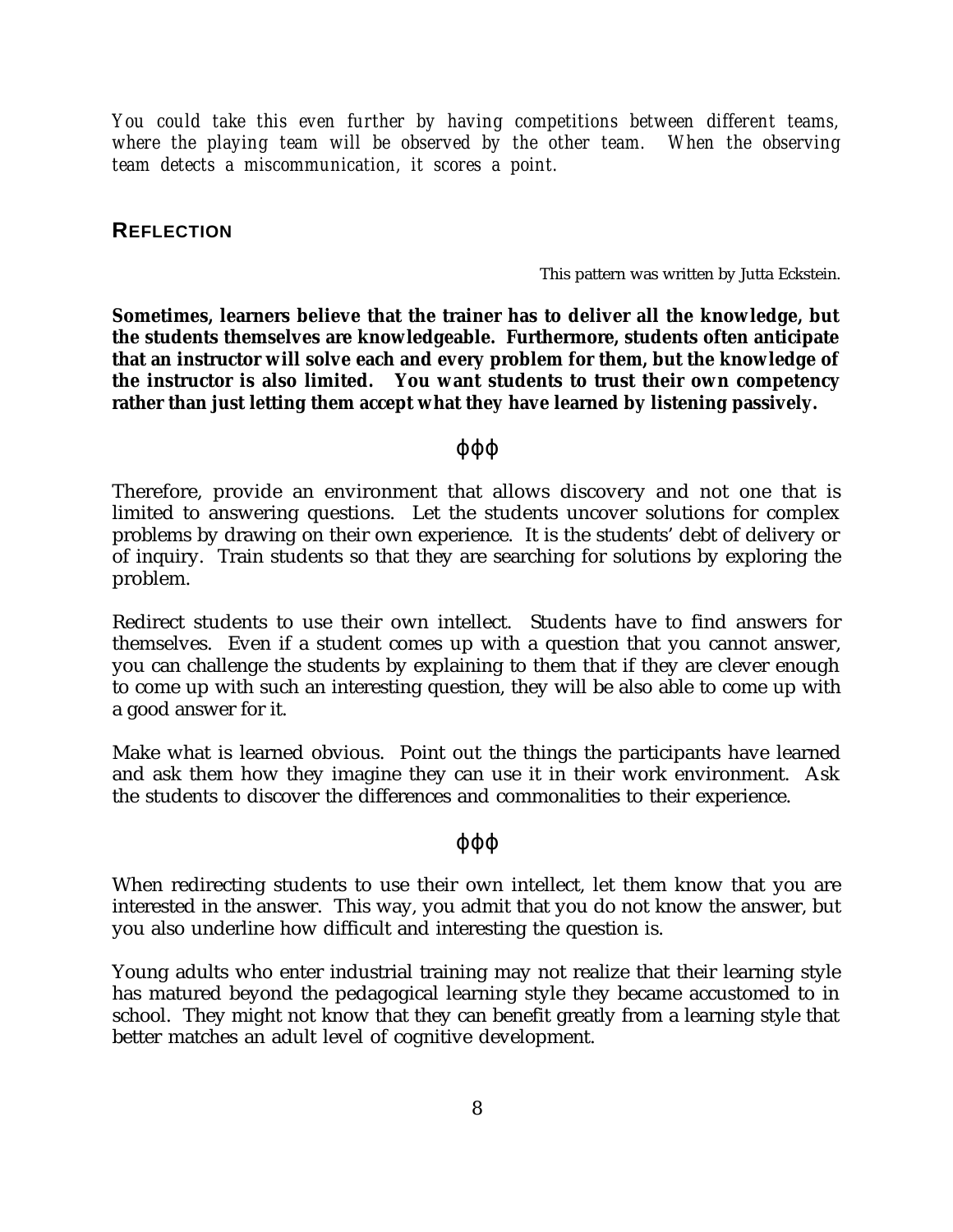*You could take this even further by having competitions between different teams, where the playing team will be observed by the other team. When the observing team detects a miscommunication, it scores a point.*

## REFLECTION

This pattern was written by Jutta Eckstein.

**Sometimes, learners believe that the trainer has to deliver all the knowledge, but the students themselves are knowledgeable. Furthermore, students often anticipate that an instructor will solve each and every problem for them, but the knowledge of the instructor is also limited. You want students to trust their own competency rather than just letting them accept what they have learned by listening passively.**

ϕϕϕ

Therefore, provide an environment that allows discovery and not one that is limited to answering questions. Let the students uncover solutions for complex problems by drawing on their own experience. It is the students' debt of delivery or of inquiry. Train students so that they are searching for solutions by exploring the problem.

Redirect students to use their own intellect. Students have to find answers for themselves. Even if a student comes up with a question that you cannot answer, you can challenge the students by explaining to them that if they are clever enough to come up with such an interesting question, they will be also able to come up with a good answer for it.

Make what is learned obvious. Point out the things the participants have learned and ask them how they imagine they can use it in their work environment. Ask the students to discover the differences and commonalities to their experience.

ϕϕϕ

When redirecting students to use their own intellect, let them know that you are interested in the answer. This way, you admit that you do not know the answer, but you also underline how difficult and interesting the question is.

Young adults who enter industrial training may not realize that their learning style has matured beyond the pedagogical learning style they became accustomed to in school. They might not know that they can benefit greatly from a learning style that better matches an adult level of cognitive development.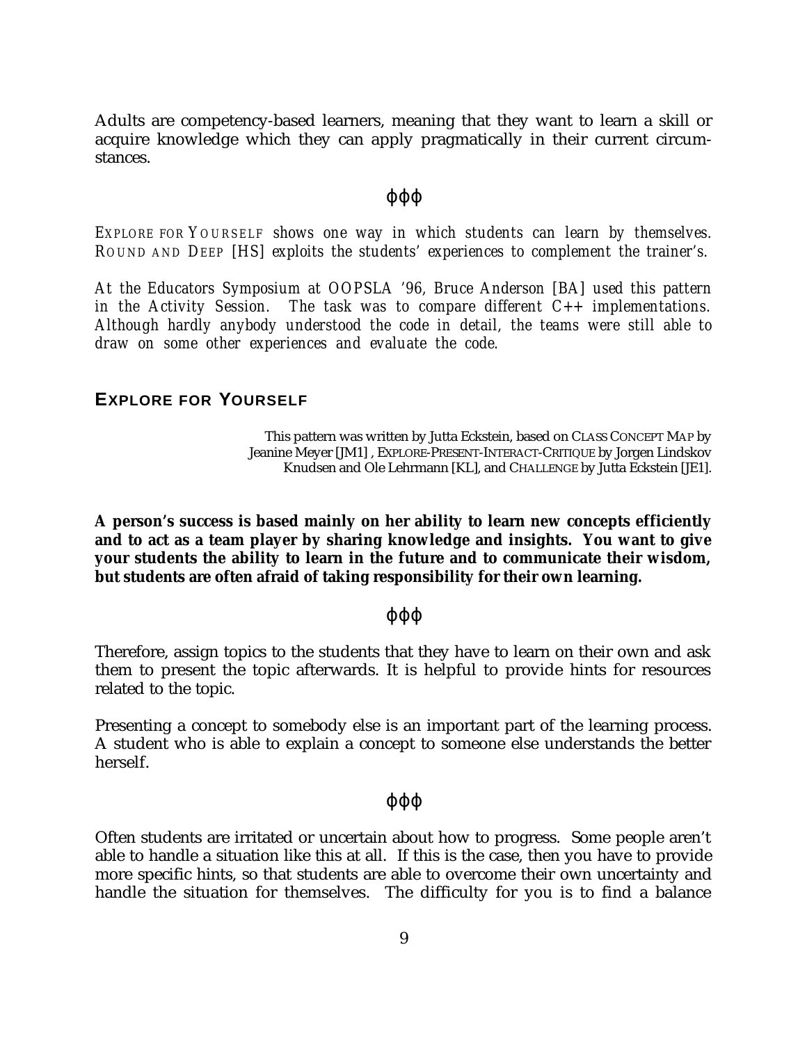Adults are competency-based learners, meaning that they want to learn a skill or acquire knowledge which they can apply pragmatically in their current circumstances.

ϕϕϕ

*EXPLORE FOR YOURSELF shows one way in which students can learn by themselves. ROUND AND DEEP [HS] exploits the students' experiences to complement the trainer's.*

*At the Educators Symposium at OOPSLA '96, Bruce Anderson [BA] used this pattern in the Activity Session. The task was to compare different C++ implementations. Although hardly anybody understood the code in detail, the teams were still able to draw on some other experiences and evaluate the code.*

## EXPLORE FOR YOURSELF

This pattern was written by Jutta Eckstein, based on CLASS CONCEPT MAP by Jeanine Meyer [JM1] , EXPLORE-PRESENT-INTERACT-CRITIQUE by Jorgen Lindskov Knudsen and Ole Lehrmann [KL], and CHALLENGE by Jutta Eckstein [JE1].

**A person's success is based mainly on her ability to learn new concepts efficiently and to act as a team player by sharing knowledge and insights. You want to give your students the ability to learn in the future and to communicate their wisdom, but students are often afraid of taking responsibility for their own learning.**

ϕϕϕ

Therefore, assign topics to the students that they have to learn on their own and ask them to present the topic afterwards. It is helpful to provide hints for resources related to the topic.

Presenting a concept to somebody else is an important part of the learning process. A student who is able to explain a concept to someone else understands the better herself.

ϕϕϕ

Often students are irritated or uncertain about how to progress. Some people aren't able to handle a situation like this at all. If this is the case, then you have to provide more specific hints, so that students are able to overcome their own uncertainty and handle the situation for themselves. The difficulty for you is to find a balance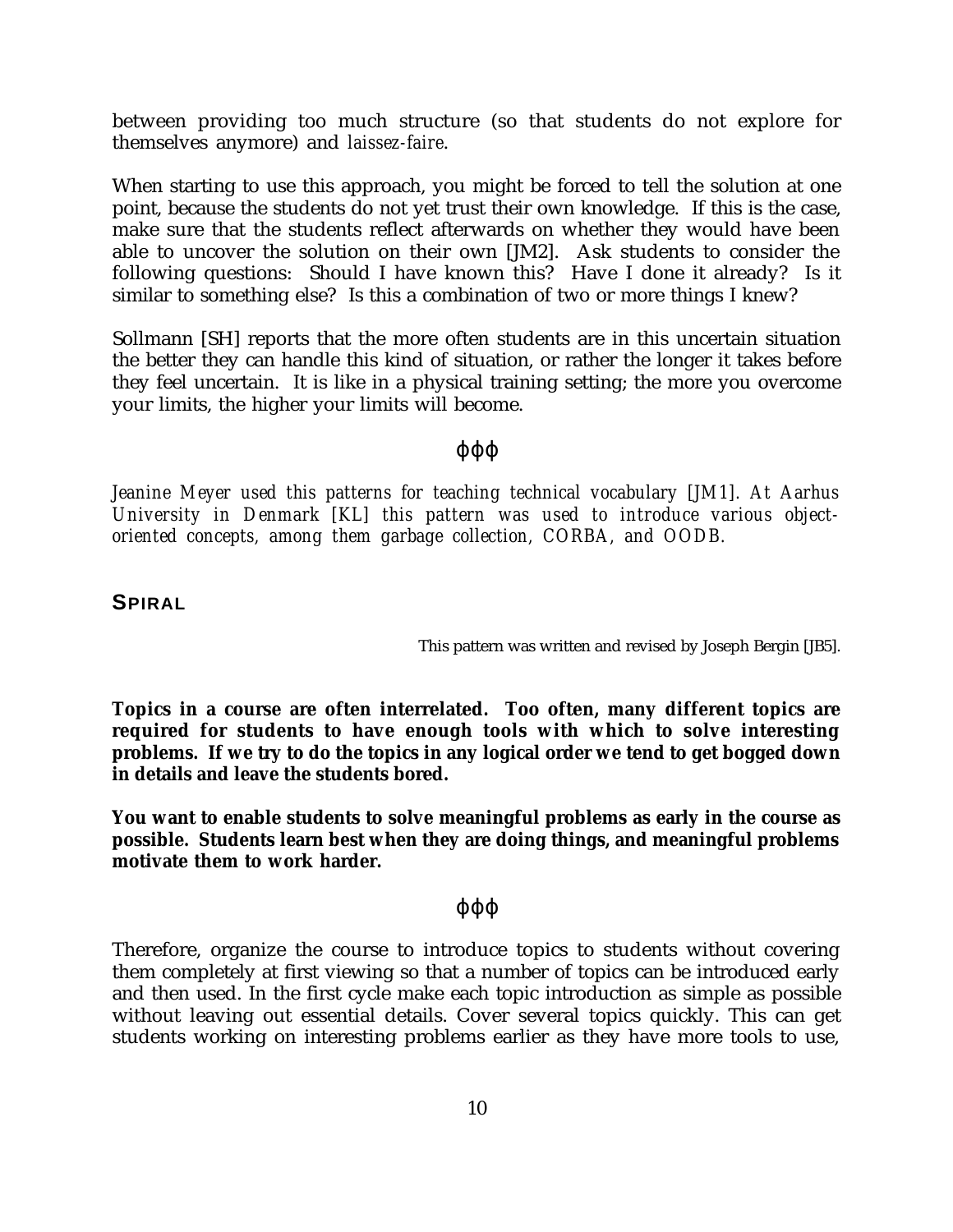between providing too much structure (so that students do not explore for themselves anymore) and *laissez-faire*.

When starting to use this approach, you might be forced to tell the solution at one point, because the students do not yet trust their own knowledge. If this is the case, make sure that the students reflect afterwards on whether they would have been able to uncover the solution on their own [JM2]. Ask students to consider the following questions: Should I have known this? Have I done it already? Is it similar to something else? Is this a combination of two or more things I knew?

Sollmann [SH] reports that the more often students are in this uncertain situation the better they can handle this kind of situation, or rather the longer it takes before they feel uncertain. It is like in a physical training setting; the more you overcome your limits, the higher your limits will become.

ϕϕϕ

*Jeanine Meyer used this patterns for teaching technical vocabulary [JM1]. At Aarhus University in Denmark [KL] this pattern was used to introduce various object-oriented concepts, among them garbage collection, CORBA, and OODB.*

## SPIRAL

This pattern was written and revised by Joseph Bergin [JB5].

**Topics in a course are often interrelated. Too often, many different topics are required for students to have enough tools with which to solve interesting problems. If we try to do the topics in any logical order we tend to get bogged down in details and leave the students bored.**

**You want to enable students to solve meaningful problems as early in the course as possible. Students learn best when they are doing things, and meaningful problems motivate them to work harder.**

ϕϕϕ

Therefore, organize the course to introduce topics to students without covering them completely at first viewing so that a number of topics can be introduced early and then used. In the first cycle make each topic introduction as simple as possible without leaving out essential details. Cover several topics quickly. This can get students working on interesting problems earlier as they have more tools to use,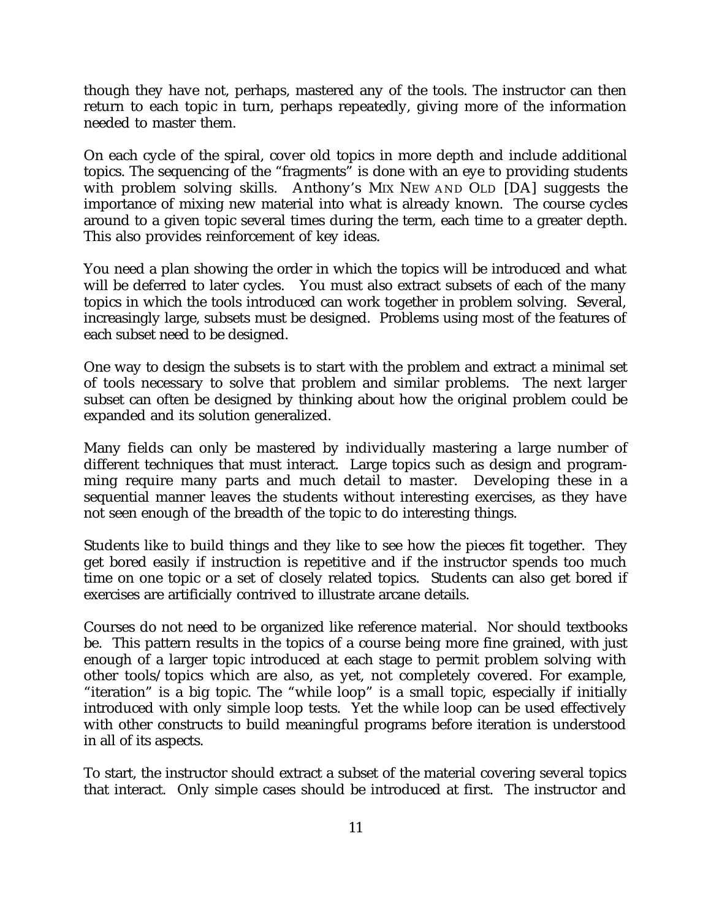though they have not, perhaps, mastered any of the tools. The instructor can then return to each topic in turn, perhaps repeatedly, giving more of the information needed to master them.

On each cycle of the spiral, cover old topics in more depth and include additional topics. The sequencing of the "fragments" is done with an eye to providing students with problem solving skills. Anthony's MIX NEW AND OLD [DA] suggests the importance of mixing new material into what is already known. The course cycles around to a given topic several times during the term, each time to a greater depth. This also provides reinforcement of key ideas.

You need a plan showing the order in which the topics will be introduced and what will be deferred to later cycles. You must also extract subsets of each of the many topics in which the tools introduced can work together in problem solving. Several, increasingly large, subsets must be designed. Problems using most of the features of each subset need to be designed.

One way to design the subsets is to start with the problem and extract a minimal set of tools necessary to solve that problem and similar problems. The next larger subset can often be designed by thinking about how the original problem could be expanded and its solution generalized.

Many fields can only be mastered by individually mastering a large number of different techniques that must interact. Large topics such as design and programming require many parts and much detail to master. Developing these in a sequential manner leaves the students without interesting exercises, as they have not seen enough of the breadth of the topic to do interesting things.

Students like to build things and they like to see how the pieces fit together. They get bored easily if instruction is repetitive and if the instructor spends too much time on one topic or a set of closely related topics. Students can also get bored if exercises are artificially contrived to illustrate arcane details.

Courses do not need to be organized like reference material. Nor should textbooks be. This pattern results in the topics of a course being more fine grained, with just enough of a larger topic introduced at each stage to permit problem solving with other tools/topics which are also, as yet, not completely covered. For example, "iteration" is a big topic. The "while loop" is a small topic, especially if initially introduced with only simple loop tests. Yet the while loop can be used effectively with other constructs to build meaningful programs before iteration is understood in all of its aspects.

To start, the instructor should extract a subset of the material covering several topics that interact. Only simple cases should be introduced at first. The instructor and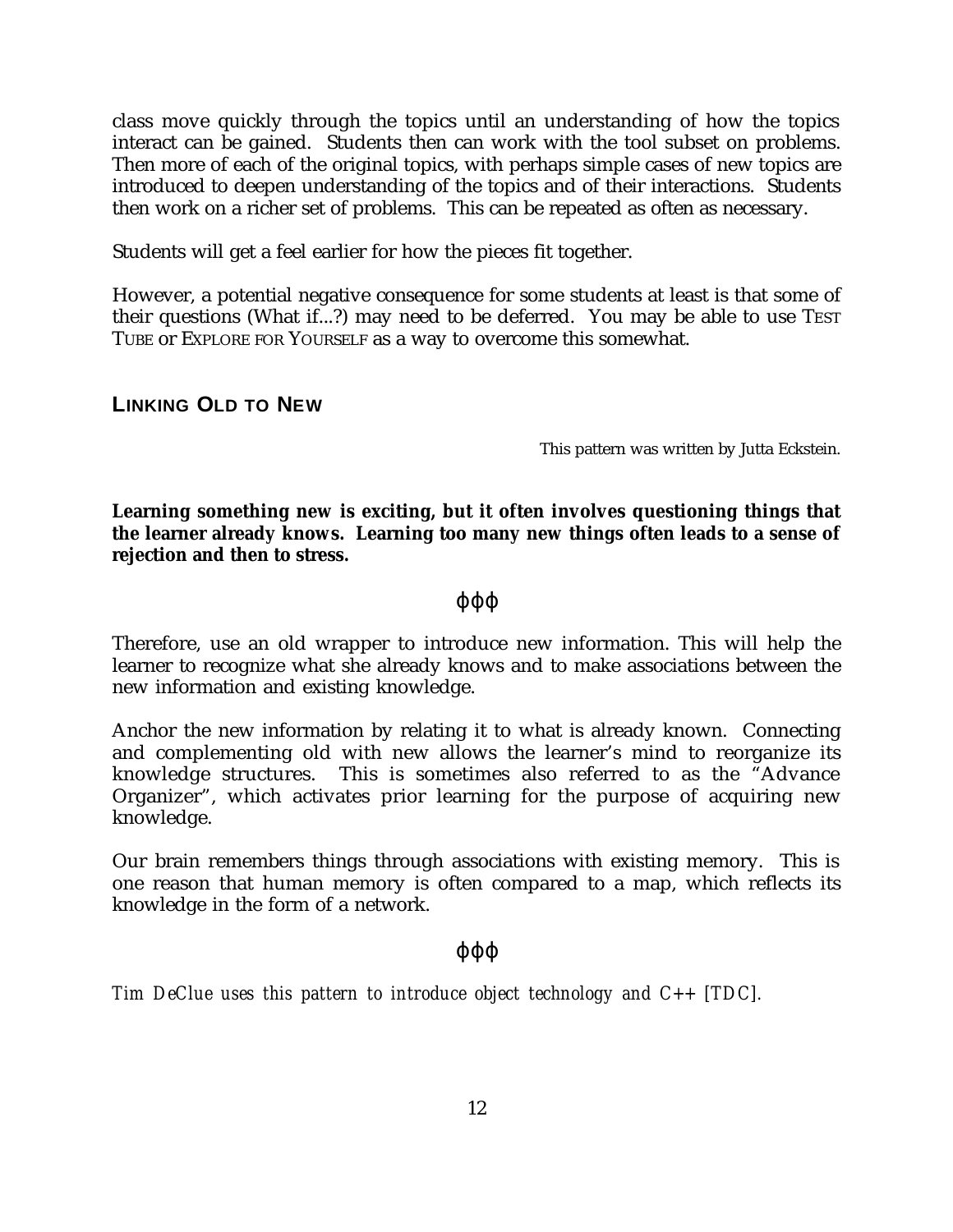class move quickly through the topics until an understanding of how the topics interact can be gained. Students then can work with the tool subset on problems. Then more of each of the original topics, with perhaps simple cases of new topics are introduced to deepen understanding of the topics and of their interactions. Students then work on a richer set of problems. This can be repeated as often as necessary.

Students will get a feel earlier for how the pieces fit together.

However, a potential negative consequence for some students at least is that some of their questions (What if...?) may need to be deferred. You may be able to use TEST TUBE or EXPLORE FOR YOURSELF as a way to overcome this somewhat.

## LINKING OLD TO NEW

This pattern was written by Jutta Eckstein.

**Learning something new is exciting, but it often involves questioning things that the learner already knows. Learning too many new things often leads to a sense of rejection and then to stress.**

ϕϕϕ

Therefore, use an old wrapper to introduce new information. This will help the learner to recognize what she already knows and to make associations between the new information and existing knowledge.

Anchor the new information by relating it to what is already known. Connecting and complementing old with new allows the learner's mind to reorganize its knowledge structures. This is sometimes also referred to as the "Advance Organizer", which activates prior learning for the purpose of acquiring new knowledge.

Our brain remembers things through associations with existing memory. This is one reason that human memory is often compared to a map, which reflects its knowledge in the form of a network.

ϕϕϕ

*Tim DeClue uses this pattern to introduce object technology and C++ [TDC].*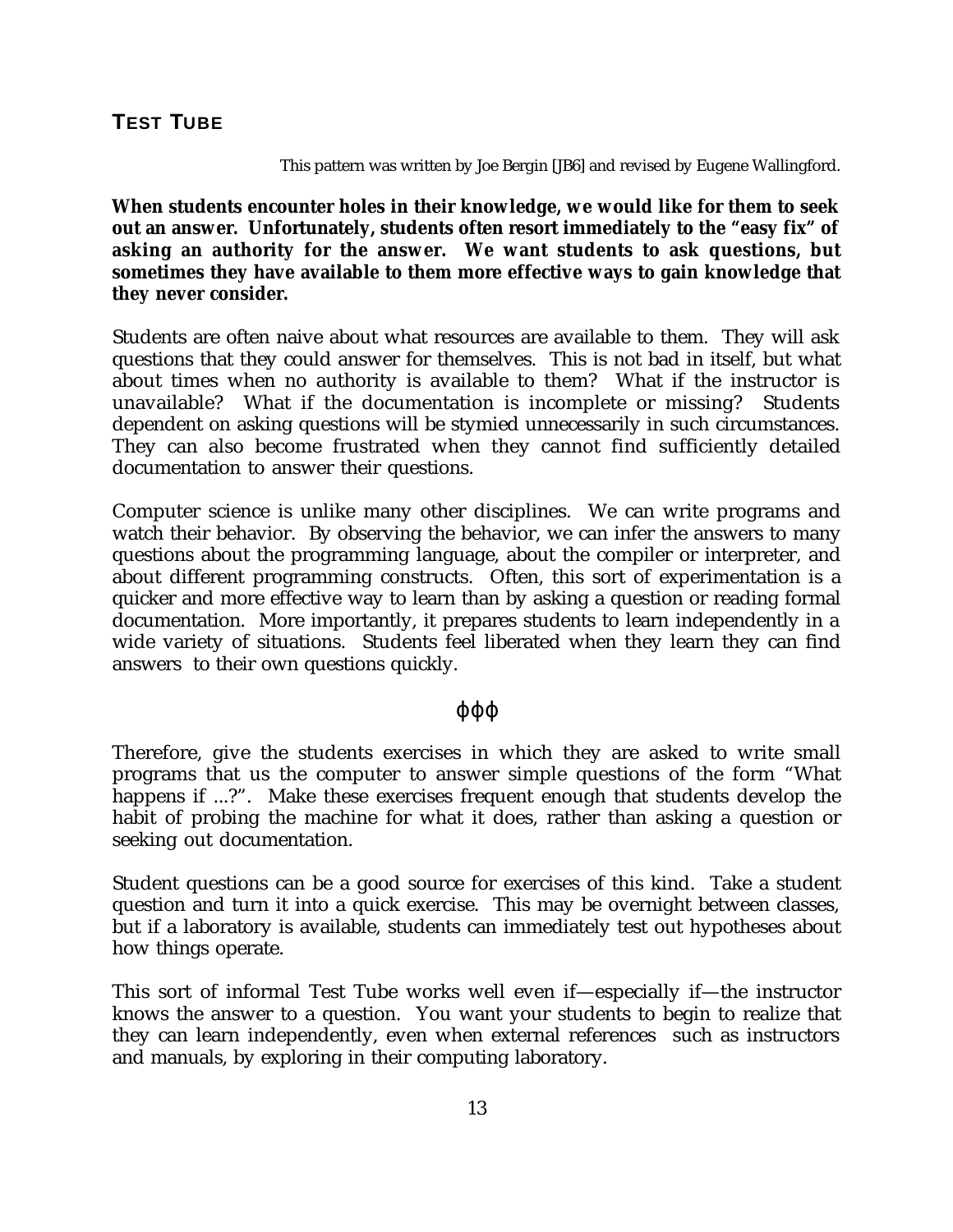## TEST TUBE

This pattern was written by Joe Bergin [JB6] and revised by Eugene Wallingford.

**When students encounter holes in their knowledge, we would like for them to seek out an answer. Unfortunately, students often resort immediately to the "easy fix" of asking an authority for the answer. We want students to ask questions, but sometimes they have available to them more effective ways to gain knowledge that they never consider.**

Students are often naive about what resources are available to them. They will ask questions that they could answer for themselves. This is not bad in itself, but what about times when no authority is available to them? What if the instructor is unavailable? What if the documentation is incomplete or missing? Students dependent on asking questions will be stymied unnecessarily in such circumstances. They can also become frustrated when they cannot find sufficiently detailed documentation to answer their questions.

Computer science is unlike many other disciplines. We can write programs and watch their behavior. By observing the behavior, we can infer the answers to many questions about the programming language, about the compiler or interpreter, and about different programming constructs. Often, this sort of experimentation is a quicker and more effective way to learn than by asking a question or reading formal documentation. More importantly, it prepares students to learn independently in a wide variety of situations. Students feel liberated when they learn they can find answers to their own questions quickly.

φφφ

Therefore, give the students exercises in which they are asked to write small programs that us the computer to answer simple questions of the form "What happens if ...?". Make these exercises frequent enough that students develop the habit of probing the machine for what it does, rather than asking a question or seeking out documentation.

Student questions can be a good source for exercises of this kind. Take a student question and turn it into a quick exercise. This may be overnight between classes, but if a laboratory is available, students can immediately test out hypotheses about how things operate.

This sort of informal Test Tube works well even if—especially if—the instructor knows the answer to a question. You want your students to begin to realize that they can learn independently, even when external references such as instructors and manuals, by exploring in their computing laboratory.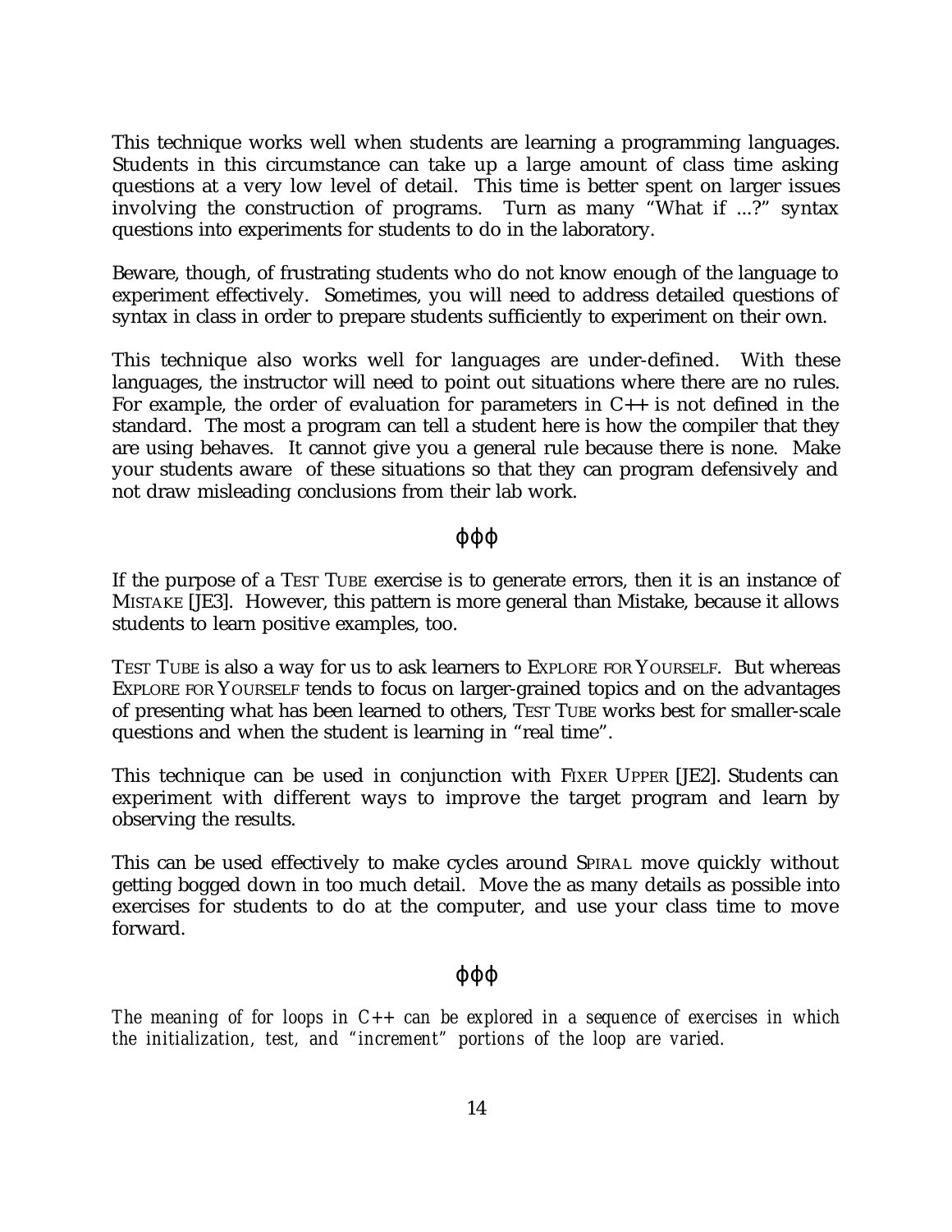This technique works well when students are learning a programming languages. Students in this circumstance can take up a large amount of class time asking questions at a very low level of detail. This time is better spent on larger issues involving the construction of programs. Turn as many "What if ...?" syntax questions into experiments for students to do in the laboratory.

Beware, though, of frustrating students who do not know enough of the language to experiment effectively. Sometimes, you will need to address detailed questions of syntax in class in order to prepare students sufficiently to experiment on their own.

This technique also works well for languages are under-defined. With these languages, the instructor will need to point out situations where there are no rules. For example, the order of evaluation for parameters in C++ is not defined in the standard. The most a program can tell a student here is how the compiler that they are using behaves. It cannot give you a general rule because there is none. Make your students aware of these situations so that they can program defensively and not draw misleading conclusions from their lab work.

ϕϕϕ

If the purpose of a TEST TUBE exercise is to generate errors, then it is an instance of MISTAKE [JE3]. However, this pattern is more general than Mistake, because it allows students to learn positive examples, too.

TEST TUBE is also a way for us to ask learners to EXPLORE FOR YOURSELF. But whereas EXPLORE FOR YOURSELF tends to focus on larger-grained topics and on the advantages of presenting what has been learned to others, TEST TUBE works best for smaller-scale questions and when the student is learning in "real time".

This technique can be used in conjunction with FIXER UPPER [JE2]. Students can experiment with different ways to improve the target program and learn by observing the results.

This can be used effectively to make cycles around SPIRAL move quickly without getting bogged down in too much detail. Move the as many details as possible into exercises for students to do at the computer, and use your class time to move forward.

ϕϕϕ

*The meaning of for loops in C++ can be explored in a sequence of exercises in which the initialization, test, and "increment" portions of the loop are varied.*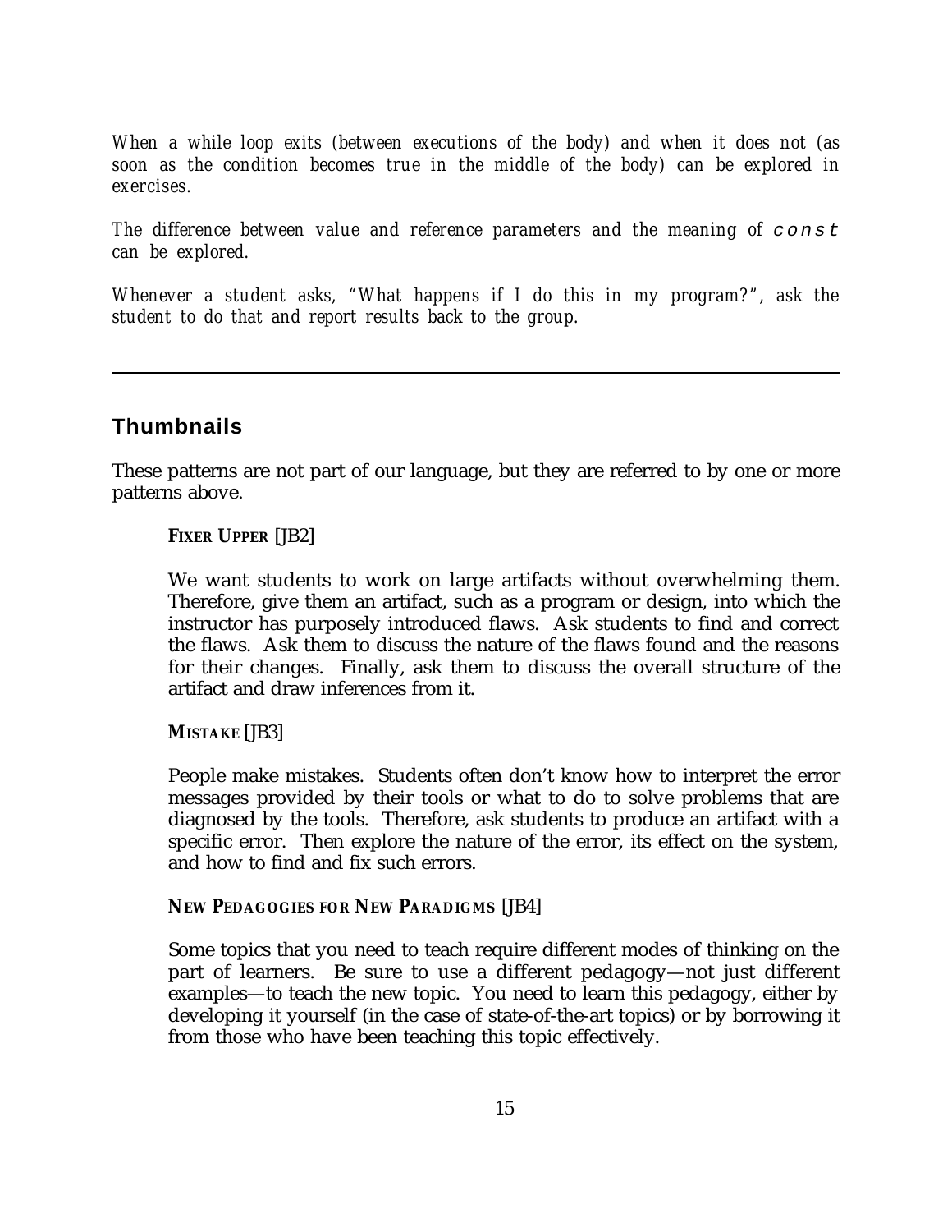*When a while loop exits (between executions of the body) and when it does not (as soon as the condition becomes true in the middle of the body) can be explored in exercises.*

*The difference between value and reference parameters and the meaning of* `const` *can be explored.*

*Whenever a student asks, "What happens if I do this in my program?", ask the student to do that and report results back to the group.*

---

## Thumbnails

These patterns are not part of our language, but they are referred to by one or more patterns above.

**FIXER UPPER** [JB2]

We want students to work on large artifacts without overwhelming them. Therefore, give them an artifact, such as a program or design, into which the instructor has purposely introduced flaws. Ask students to find and correct the flaws. Ask them to discuss the nature of the flaws found and the reasons for their changes. Finally, ask them to discuss the overall structure of the artifact and draw inferences from it.

**MISTAKE** [JB3]

People make mistakes. Students often don't know how to interpret the error messages provided by their tools or what to do to solve problems that are diagnosed by the tools. Therefore, ask students to produce an artifact with a specific error. Then explore the nature of the error, its effect on the system, and how to find and fix such errors.

**NEW PEDAGOGIES FOR NEW PARADIGMS** [JB4]

Some topics that you need to teach require different modes of thinking on the part of learners. Be sure to use a different pedagogy—not just different examples—to teach the new topic. You need to learn this pedagogy, either by developing it yourself (in the case of state-of-the-art topics) or by borrowing it from those who have been teaching this topic effectively.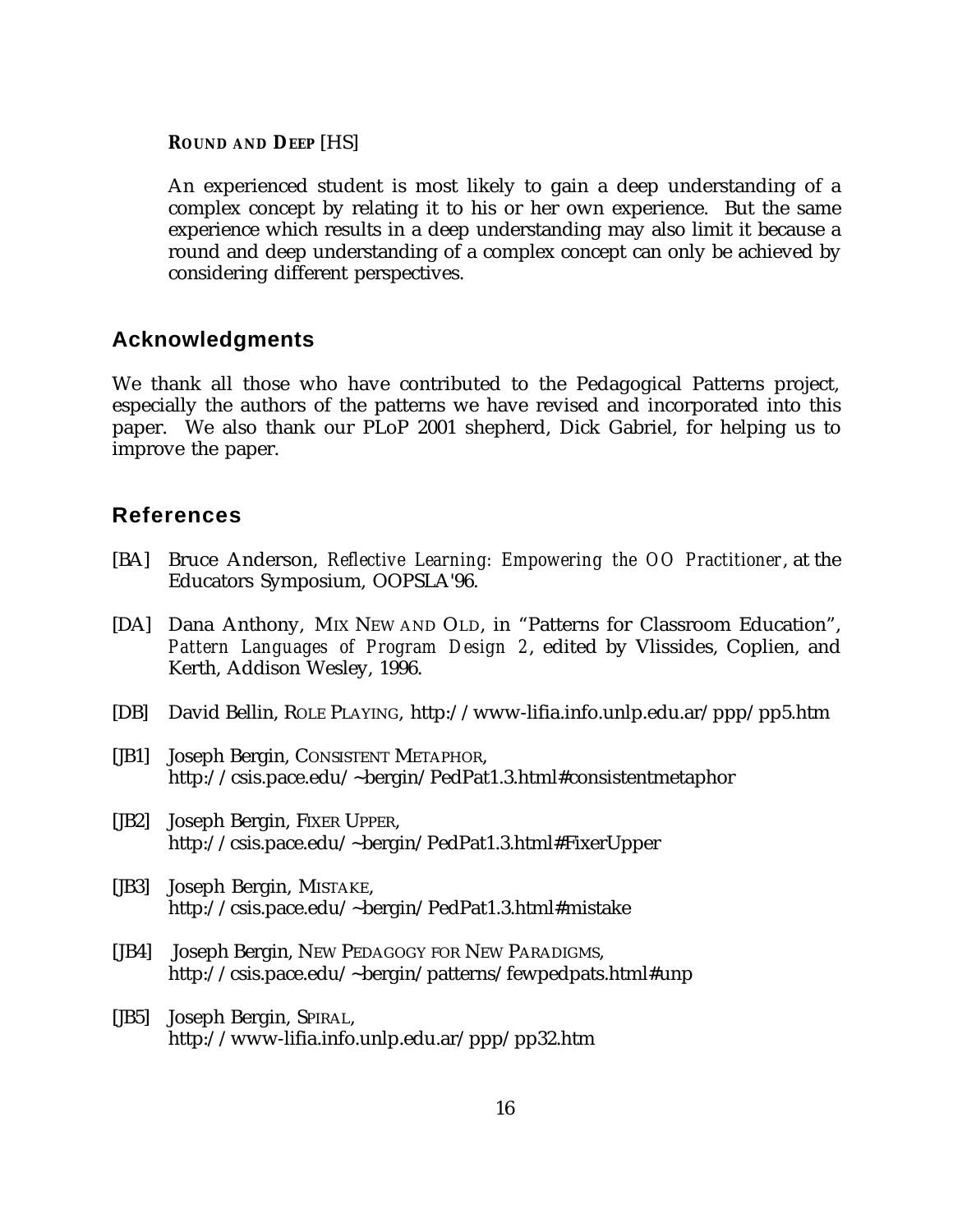**ROUND AND DEEP** [HS]

An experienced student is most likely to gain a deep understanding of a complex concept by relating it to his or her own experience. But the same experience which results in a deep understanding may also limit it because a round and deep understanding of a complex concept can only be achieved by considering different perspectives.

## Acknowledgments

We thank all those who have contributed to the Pedagogical Patterns project, especially the authors of the patterns we have revised and incorporated into this paper. We also thank our PLoP 2001 shepherd, Dick Gabriel, for helping us to improve the paper.

## References

[BA] Bruce Anderson, *Reflective Learning: Empowering the OO Practitioner*, at the Educators Symposium, OOPSLA'96.

[DA] Dana Anthony, MIX NEW AND OLD, in "Patterns for Classroom Education", *Pattern Languages of Program Design 2*, edited by Vlissides, Coplien, and Kerth, Addison Wesley, 1996.

[DB] David Bellin, ROLE PLAYING, http://www-lifia.info.unlp.edu.ar/ppp/pp5.htm

[JB1] Joseph Bergin, CONSISTENT METAPHOR, http://csis.pace.edu/~bergin/PedPat1.3.html#consistentmetaphor

[JB2] Joseph Bergin, FIXER UPPER, http://csis.pace.edu/~bergin/PedPat1.3.html#FixerUpper

[JB3] Joseph Bergin, MISTAKE, http://csis.pace.edu/~bergin/PedPat1.3.html#mistake

[JB4] Joseph Bergin, NEW PEDAGOGY FOR NEW PARADIGMS, http://csis.pace.edu/~bergin/patterns/fewpedpats.html#unp

[JB5] Joseph Bergin, SPIRAL, http://www-lifia.info.unlp.edu.ar/ppp/pp32.htm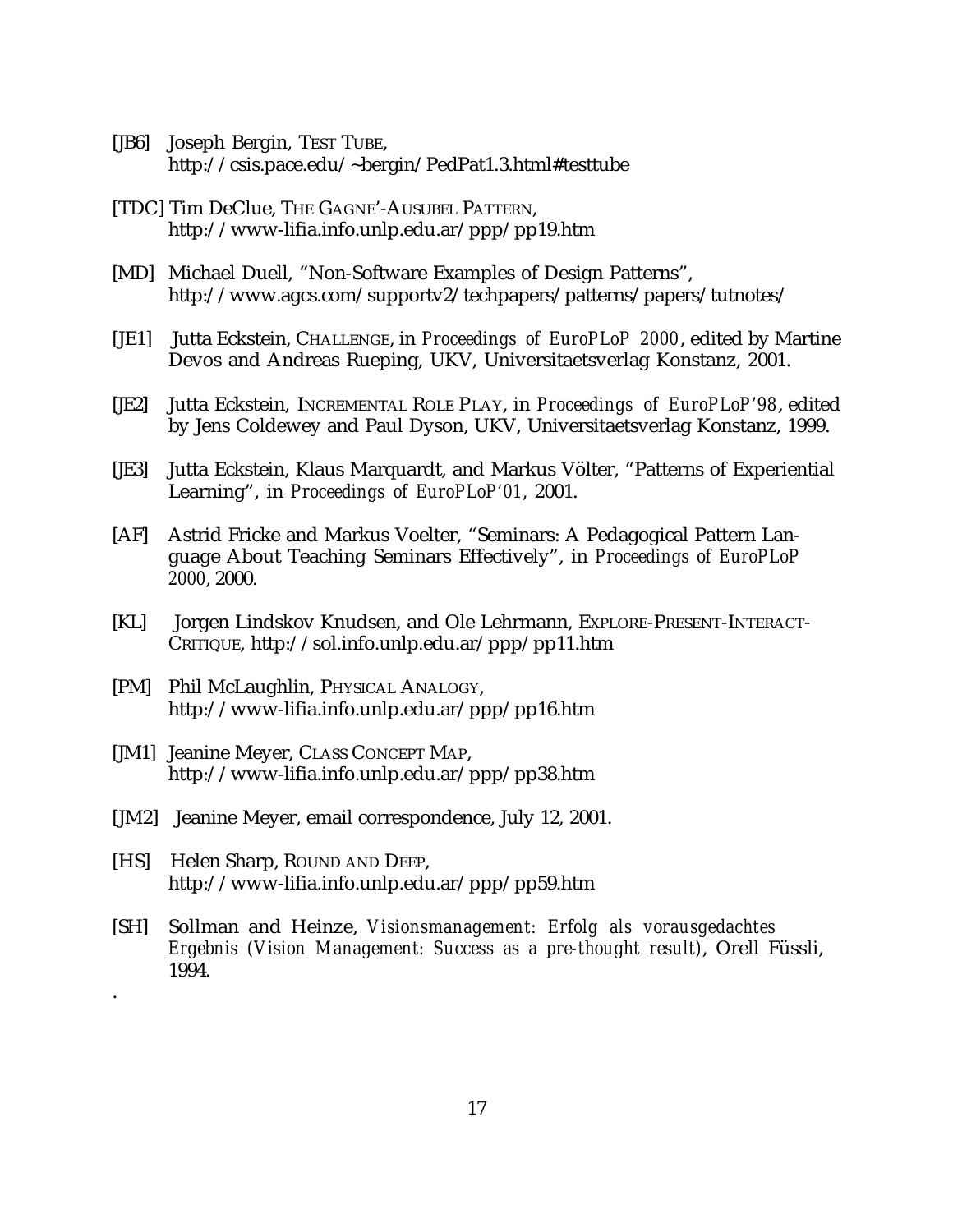[JB6] Joseph Bergin, TEST TUBE, http://csis.pace.edu/~bergin/PedPat1.3.html#testtube

[TDC] Tim DeClue, THE GAGNE'-AUSUBEL PATTERN, http://www-lifia.info.unlp.edu.ar/ppp/pp19.htm

[MD] Michael Duell, "Non-Software Examples of Design Patterns", http://www.agcs.com/supportv2/techpapers/patterns/papers/tutnotes/

[JE1] Jutta Eckstein, CHALLENGE, in *Proceedings of EuroPLoP 2000*, edited by Martine Devos and Andreas Rueping, UKV, Universitaetsverlag Konstanz, 2001.

[JE2] Jutta Eckstein, INCREMENTAL ROLE PLAY, in *Proceedings of EuroPLoP'98*, edited by Jens Coldewey and Paul Dyson, UKV, Universitaetsverlag Konstanz, 1999.

[JE3] Jutta Eckstein, Klaus Marquardt, and Markus Völter, "Patterns of Experiential Learning", in *Proceedings of EuroPLoP'01*, 2001.

[AF] Astrid Fricke and Markus Voelter, "Seminars: A Pedagogical Pattern Language About Teaching Seminars Effectively", in *Proceedings of EuroPLoP 2000*, 2000.

[KL] Jorgen Lindskov Knudsen, and Ole Lehrmann, EXPLORE-PRESENT-INTERACT-CRITIQUE, http://sol.info.unlp.edu.ar/ppp/pp11.htm

[PM] Phil McLaughlin, PHYSICAL ANALOGY, http://www-lifia.info.unlp.edu.ar/ppp/pp16.htm

[JM1] Jeanine Meyer, CLASS CONCEPT MAP, http://www-lifia.info.unlp.edu.ar/ppp/pp38.htm

[JM2] Jeanine Meyer, email correspondence, July 12, 2001.

[HS] Helen Sharp, ROUND AND DEEP, http://www-lifia.info.unlp.edu.ar/ppp/pp59.htm

[SH] Sollman and Heinze, *Visionsmanagement: Erfolg als vorausgedachtes Ergebnis (Vision Management: Success as a pre-thought result)*, Orell Füssli, 1994.

.